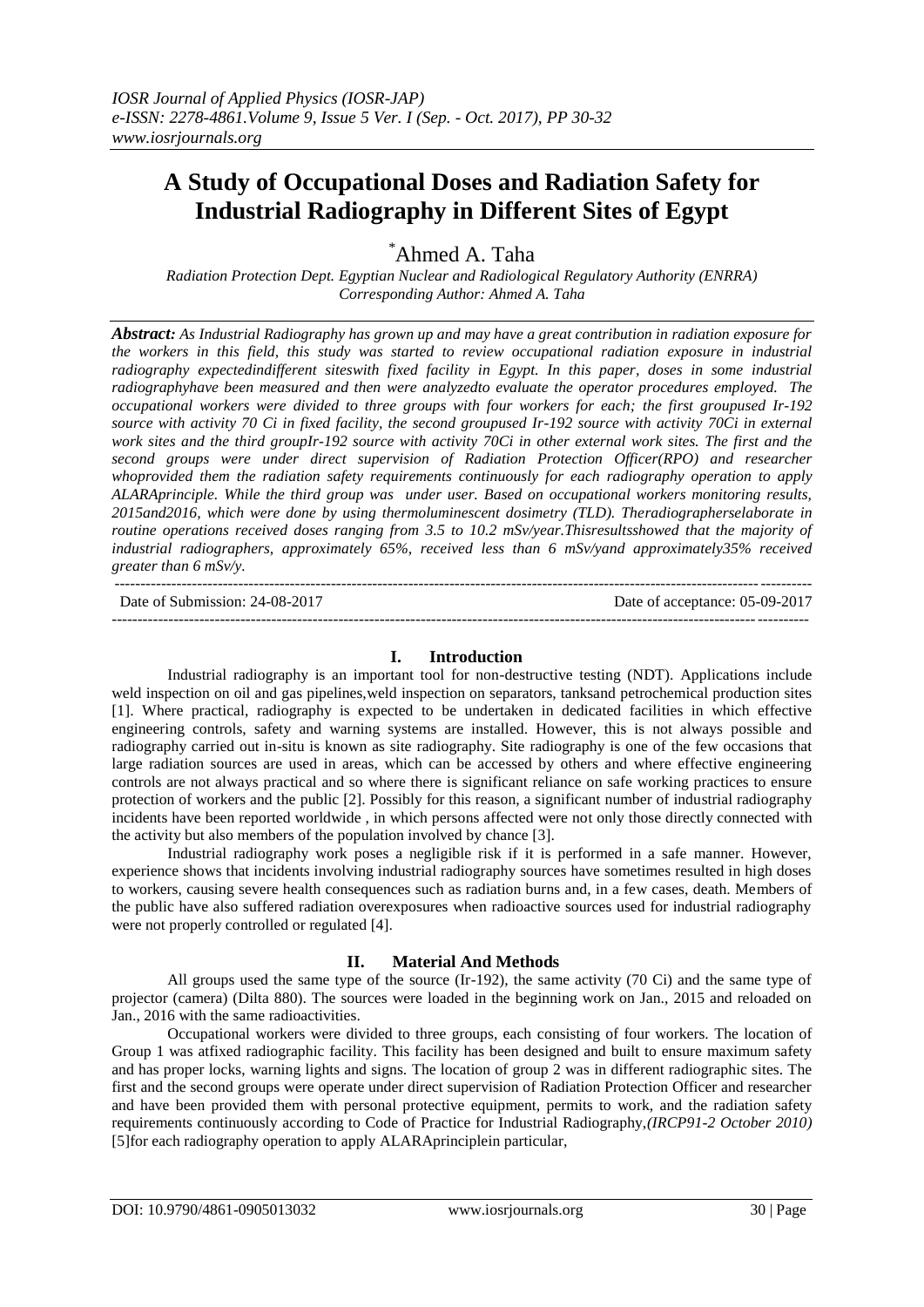# A Study of Occupational Doses and Radiation Safety for Industrial Radiography in Different Sites of Egypt

*Ahmed A. Taha

*Radiation Protection Dept. Egyptian Nuclear and Radiological Regulatory Authority (ENRRA)*
*Corresponding Author: Ahmed A. Taha*

***Abstract:*** *As Industrial Radiography has grown up and may have a great contribution in radiation exposure for the workers in this field, this study was started to review occupational radiation exposure in industrial radiography expectedindifferent siteswith fixed facility in Egypt. In this paper, doses in some industrial radiographyhave been measured and then were analyzedto evaluate the operator procedures employed. The occupational workers were divided to three groups with four workers for each; the first groupused Ir-192 source with activity 70 Ci in fixed facility, the second groupused Ir-192 source with activity 70Ci in external work sites and the third groupIr-192 source with activity 70Ci in other external work sites. The first and the second groups were under direct supervision of Radiation Protection Officer(RPO) and researcher whoprovided them the radiation safety requirements continuously for each radiography operation to apply ALARAprinciple. While the third group was under user. Based on occupational workers monitoring results, 2015and2016, which were done by using thermoluminescent dosimetry (TLD). Theradiographerselaborate in routine operations received doses ranging from 3.5 to 10.2 mSv/year.Thisresultsshowed that the majority of industrial radiographers, approximately 65%, received less than 6 mSv/yand approximately35% received greater than 6 mSv/y.*

Date of Submission: 24-08-2017 Date of acceptance: 05-09-2017

## I. Introduction

Industrial radiography is an important tool for non-destructive testing (NDT). Applications include weld inspection on oil and gas pipelines,weld inspection on separators, tanksand petrochemical production sites [1]. Where practical, radiography is expected to be undertaken in dedicated facilities in which effective engineering controls, safety and warning systems are installed. However, this is not always possible and radiography carried out in-situ is known as site radiography. Site radiography is one of the few occasions that large radiation sources are used in areas, which can be accessed by others and where effective engineering controls are not always practical and so where there is significant reliance on safe working practices to ensure protection of workers and the public [2]. Possibly for this reason, a significant number of industrial radiography incidents have been reported worldwide , in which persons affected were not only those directly connected with the activity but also members of the population involved by chance [3].

Industrial radiography work poses a negligible risk if it is performed in a safe manner. However, experience shows that incidents involving industrial radiography sources have sometimes resulted in high doses to workers, causing severe health consequences such as radiation burns and, in a few cases, death. Members of the public have also suffered radiation overexposures when radioactive sources used for industrial radiography were not properly controlled or regulated [4].

## II. Material And Methods

All groups used the same type of the source (Ir-192), the same activity (70 Ci) and the same type of projector (camera) (Dilta 880). The sources were loaded in the beginning work on Jan., 2015 and reloaded on Jan., 2016 with the same radioactivities.

Occupational workers were divided to three groups, each consisting of four workers. The location of Group 1 was atfixed radiographic facility. This facility has been designed and built to ensure maximum safety and has proper locks, warning lights and signs. The location of group 2 was in different radiographic sites. The first and the second groups were operate under direct supervision of Radiation Protection Officer and researcher and have been provided them with personal protective equipment, permits to work, and the radiation safety requirements continuously according to Code of Practice for Industrial Radiography,*(IRCP91-2 October 2010)* [5]for each radiography operation to apply ALARAprinciplein particular,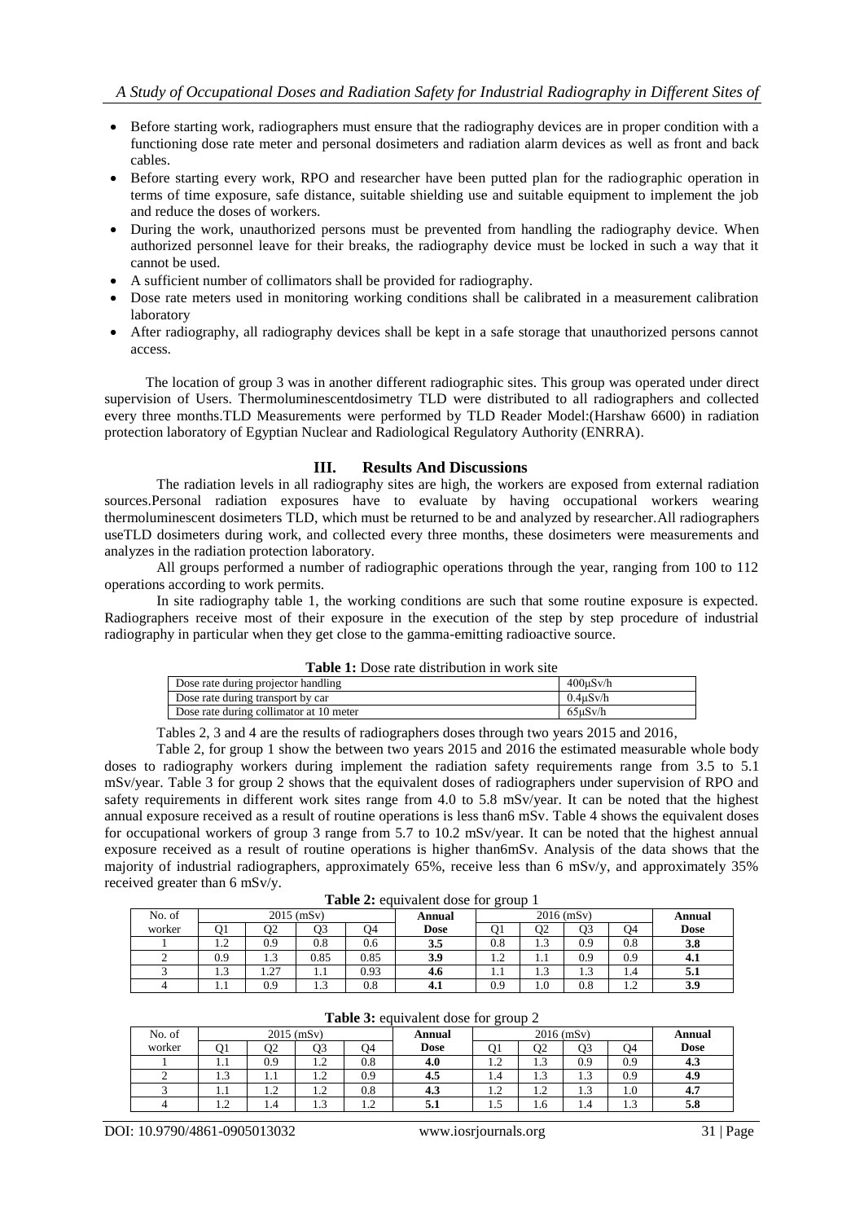- Before starting work, radiographers must ensure that the radiography devices are in proper condition with a functioning dose rate meter and personal dosimeters and radiation alarm devices as well as front and back cables.
- Before starting every work, RPO and researcher have been putted plan for the radiographic operation in terms of time exposure, safe distance, suitable shielding use and suitable equipment to implement the job and reduce the doses of workers.
- During the work, unauthorized persons must be prevented from handling the radiography device. When authorized personnel leave for their breaks, the radiography device must be locked in such a way that it cannot be used.
- A sufficient number of collimators shall be provided for radiography.
- Dose rate meters used in monitoring working conditions shall be calibrated in a measurement calibration laboratory
- After radiography, all radiography devices shall be kept in a safe storage that unauthorized persons cannot access.

The location of group 3 was in another different radiographic sites. This group was operated under direct supervision of Users. Thermoluminescentdosimetry TLD were distributed to all radiographers and collected every three months.TLD Measurements were performed by TLD Reader Model:(Harshaw 6600) in radiation protection laboratory of Egyptian Nuclear and Radiological Regulatory Authority (ENRRA).

## III. Results And Discussions

The radiation levels in all radiography sites are high, the workers are exposed from external radiation sources.Personal radiation exposures have to evaluate by having occupational workers wearing thermoluminescent dosimeters TLD, which must be returned to be and analyzed by researcher.All radiographers useTLD dosimeters during work, and collected every three months, these dosimeters were measurements and analyzes in the radiation protection laboratory.

All groups performed a number of radiographic operations through the year, ranging from 100 to 112 operations according to work permits.

In site radiography table 1, the working conditions are such that some routine exposure is expected. Radiographers receive most of their exposure in the execution of the step by step procedure of industrial radiography in particular when they get close to the gamma-emitting radioactive source.

**Table 1:** Dose rate distribution in work site

| | |
|---|---|
| Dose rate during projector handling | 400μSv/h |
| Dose rate during transport by car | 0.4μSv/h |
| Dose rate during collimator at 10 meter | 65μSv/h |

Tables 2, 3 and 4 are the results of radiographers doses through two years 2015 and 2016,

Table 2, for group 1 show the between two years 2015 and 2016 the estimated measurable whole body doses to radiography workers during implement the radiation safety requirements range from 3.5 to 5.1 mSv/year. Table 3 for group 2 shows that the equivalent doses of radiographers under supervision of RPO and safety requirements in different work sites range from 4.0 to 5.8 mSv/year. It can be noted that the highest annual exposure received as a result of routine operations is less than6 mSv. Table 4 shows the equivalent doses for occupational workers of group 3 range from 5.7 to 10.2 mSv/year. It can be noted that the highest annual exposure received as a result of routine operations is higher than6mSv. Analysis of the data shows that the majority of industrial radiographers, approximately 65%, receive less than 6 mSv/y, and approximately 35% received greater than 6 mSv/y.

**Table 2:** equivalent dose for group 1

| No. of worker | 2015 (mSv) | | | | Annual Dose | 2016 (mSv) | | | | Annual Dose |
|---|---|---|---|---|---|---|---|---|---|---|
| | Q1 | Q2 | Q3 | Q4 | | Q1 | Q2 | Q3 | Q4 | |
| 1 | 1.2 | 0.9 | 0.8 | 0.6 | **3.5** | 0.8 | 1.3 | 0.9 | 0.8 | **3.8** |
| 2 | 0.9 | 1.3 | 0.85 | 0.85 | **3.9** | 1.2 | 1.1 | 0.9 | 0.9 | **4.1** |
| 3 | 1.3 | 1.27 | 1.1 | 0.93 | **4.6** | 1.1 | 1.3 | 1.3 | 1.4 | **5.1** |
| 4 | 1.1 | 0.9 | 1.3 | 0.8 | **4.1** | 0.9 | 1.0 | 0.8 | 1.2 | **3.9** |

**Table 3:** equivalent dose for group 2

| No. of worker | 2015 (mSv) | | | | Annual Dose | 2016 (mSv) | | | | Annual Dose |
|---|---|---|---|---|---|---|---|---|---|---|
| | Q1 | Q2 | Q3 | Q4 | | Q1 | Q2 | Q3 | Q4 | |
| 1 | 1.1 | 0.9 | 1.2 | 0.8 | **4.0** | 1.2 | 1.3 | 0.9 | 0.9 | **4.3** |
| 2 | 1.3 | 1.1 | 1.2 | 0.9 | **4.5** | 1.4 | 1.3 | 1.3 | 0.9 | **4.9** |
| 3 | 1.1 | 1.2 | 1.2 | 0.8 | **4.3** | 1.2 | 1.2 | 1.3 | 1.0 | **4.7** |
| 4 | 1.2 | 1.4 | 1.3 | 1.2 | **5.1** | 1.5 | 1.6 | 1.4 | 1.3 | **5.8** |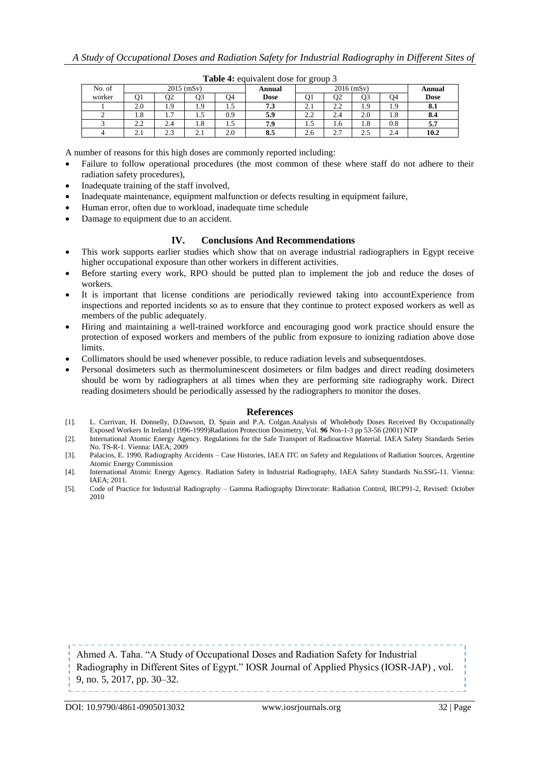**Table 4:** equivalent dose for group 3

| No. of worker | 2015 (mSv) | | | | Annual Dose | 2016 (mSv) | | | | Annual Dose |
|---|---|---|---|---|---|---|---|---|---|---|
| | Q1 | Q2 | Q3 | Q4 | | Q1 | Q2 | Q3 | Q4 | |
| 1 | 2.0 | 1.9 | 1.9 | 1.5 | **7.3** | 2.1 | 2.2 | 1.9 | 1.9 | **8.1** |
| 2 | 1.8 | 1.7 | 1.5 | 0.9 | **5.9** | 2.2 | 2.4 | 2.0 | 1.8 | **8.4** |
| 3 | 2.2 | 2.4 | 1.8 | 1.5 | **7.9** | 1.5 | 1.6 | 1.8 | 0.8 | **5.7** |
| 4 | 2.1 | 2.3 | 2.1 | 2.0 | **8.5** | 2.6 | 2.7 | 2.5 | 2.4 | **10.2** |

A number of reasons for this high doses are commonly reported including:

- Failure to follow operational procedures (the most common of these where staff do not adhere to their radiation safety procedures),
- Inadequate training of the staff involved,
- Inadequate maintenance, equipment malfunction or defects resulting in equipment failure,
- Human error, often due to workload, inadequate time schedule
- Damage to equipment due to an accident.

## IV. Conclusions And Recommendations

- This work supports earlier studies which show that on average industrial radiographers in Egypt receive higher occupational exposure than other workers in different activities.
- Before starting every work, RPO should be putted plan to implement the job and reduce the doses of workers.
- It is important that license conditions are periodically reviewed taking into accountExperience from inspections and reported incidents so as to ensure that they continue to protect exposed workers as well as members of the public adequately.
- Hiring and maintaining a well-trained workforce and encouraging good work practice should ensure the protection of exposed workers and members of the public from exposure to ionizing radiation above dose limits.
- Collimators should be used whenever possible, to reduce radiation levels and subsequentdoses.
- Personal dosimeters such as thermoluminescent dosimeters or film badges and direct reading dosimeters should be worn by radiographers at all times when they are performing site radiography work. Direct reading dosimeters should be periodically assessed by the radiographers to monitor the doses.

## References

[1]. L. Currivan, H. Donnelly, D.Dawson, D. Spain and P.A. Colgan.Analysis of Wholebody Doses Received By Occupationally Exposed Workers In Ireland (1996-1999)Radiation Protection Dosimetry, Vol. **96** Nos-1-3 pp 53-56 (2001) NTP

[2]. International Atomic Energy Agency. Regulations for the Safe Transport of Radioactive Material. IAEA Safety Standards Series No. TS-R-1. Vienna: IAEA; 2009

[3]. Palacios, E. 1990. Radiography Accidents – Case Histories, IAEA ITC on Safety and Regulations of Radiation Sources, Argentine Atomic Energy Commission

[4]. International Atomic Energy Agency. Radiation Safety in Industrial Radiography, IAEA Safety Standards No.SSG-11. Vienna: IAEA; 2011.

[5]. Code of Practice for Industrial Radiography – Gamma Radiography Directorate: Radiation Control, IRCP91-2, Revised: October 2010

Ahmed A. Taha. "A Study of Occupational Doses and Radiation Safety for Industrial Radiography in Different Sites of Egypt." IOSR Journal of Applied Physics (IOSR-JAP) , vol. 9, no. 5, 2017, pp. 30–32.